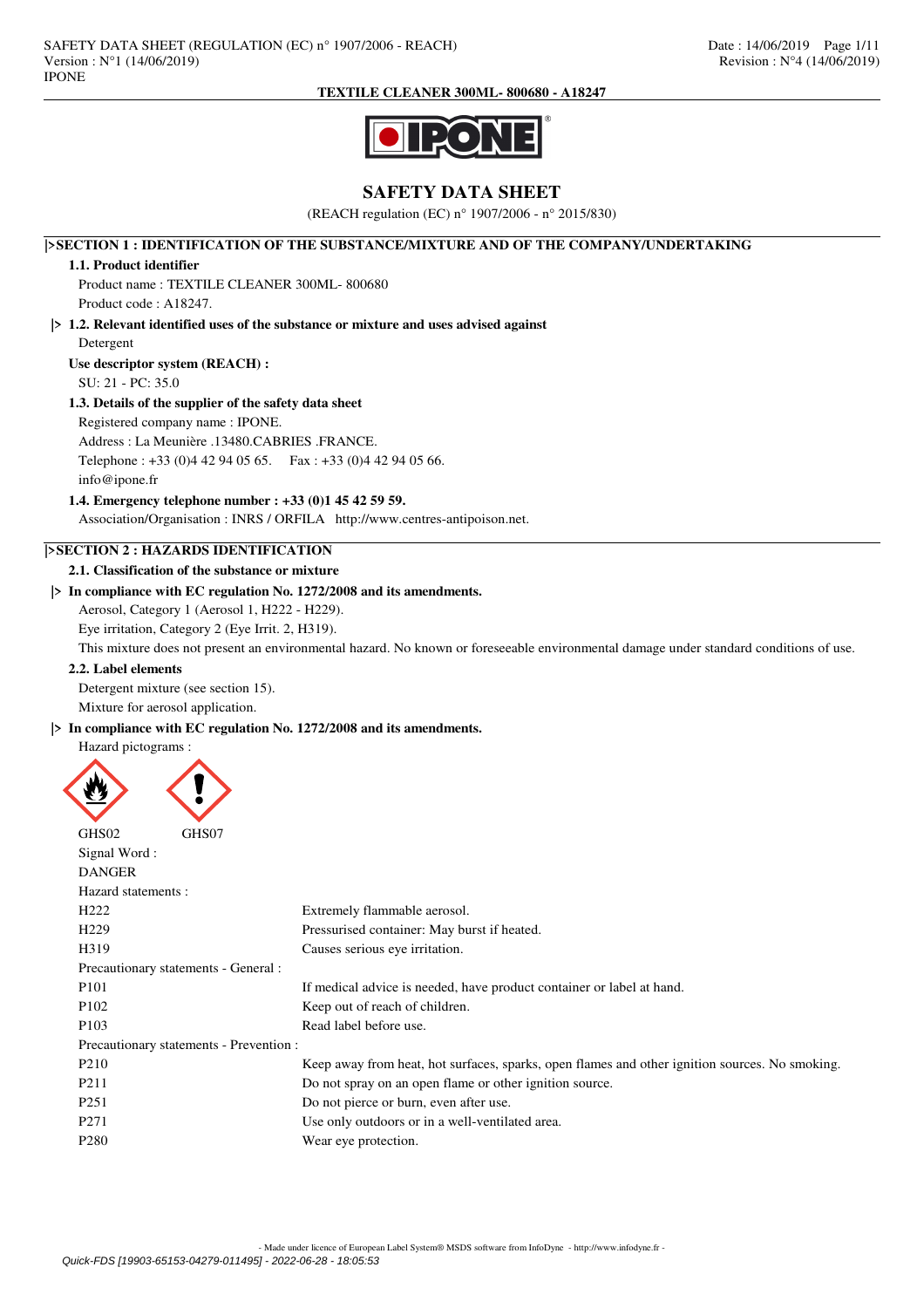# SAFETY DATA SHEET

(REACH regulation (EC) n° 1907/2006 - n° 2015/830)

## |>SECTION 1 : IDENTIFICATION OF THE SUBSTANCE/MIXTURE AND OF THE COMPANY/UNDERTAKING

### 1.1. Product identifier

Product name : TEXTILE CLEANER 300ML- 800680

Product code : A18247.

### |> 1.2. Relevant identified uses of the substance or mixture and uses advised against

Detergent

**Use descriptor system (REACH) :**

SU: 21 - PC: 35.0

### 1.3. Details of the supplier of the safety data sheet

Registered company name : IPONE.

Address : La Meunière .13480.CABRIES .FRANCE.

Telephone : +33 (0)4 42 94 05 65. Fax : +33 (0)4 42 94 05 66.

info@ipone.fr

### 1.4. Emergency telephone number : +33 (0)1 45 42 59 59.

Association/Organisation : INRS / ORFILA http://www.centres-antipoison.net.

## |>SECTION 2 : HAZARDS IDENTIFICATION

### 2.1. Classification of the substance or mixture

**|> In compliance with EC regulation No. 1272/2008 and its amendments.**

Aerosol, Category 1 (Aerosol 1, H222 - H229).

Eye irritation, Category 2 (Eye Irrit. 2, H319).

This mixture does not present an environmental hazard. No known or foreseeable environmental damage under standard conditions of use.

### 2.2. Label elements

Detergent mixture (see section 15).

Mixture for aerosol application.

**|> In compliance with EC regulation No. 1272/2008 and its amendments.**

Hazard pictograms :

GHS02 GHS07

Signal Word :

DANGER

Hazard statements :

| | |
|---|---|
| H222 | Extremely flammable aerosol. |
| H229 | Pressurised container: May burst if heated. |
| H319 | Causes serious eye irritation. |

Precautionary statements - General :

| | |
|---|---|
| P101 | If medical advice is needed, have product container or label at hand. |
| P102 | Keep out of reach of children. |
| P103 | Read label before use. |

Precautionary statements - Prevention :

| | |
|---|---|
| P210 | Keep away from heat, hot surfaces, sparks, open flames and other ignition sources. No smoking. |
| P211 | Do not spray on an open flame or other ignition source. |
| P251 | Do not pierce or burn, even after use. |
| P271 | Use only outdoors or in a well-ventilated area. |
| P280 | Wear eye protection. |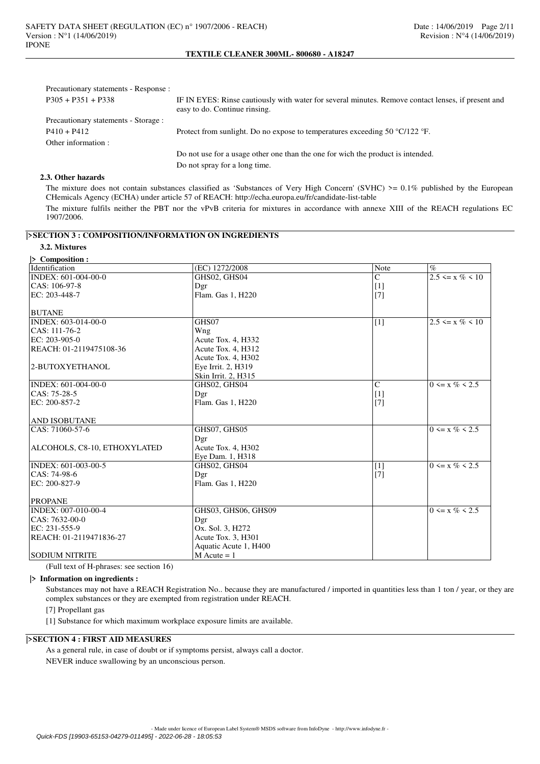Precautionary statements - Response :

| | |
|---|---|
| P305 + P351 + P338 | IF IN EYES: Rinse cautiously with water for several minutes. Remove contact lenses, if present and easy to do. Continue rinsing. |

Precautionary statements - Storage :

| | |
|---|---|
| P410 + P412 | Protect from sunlight. Do no expose to temperatures exceeding 50 °C/122 °F. |

Other information :

Do not use for a usage other one than the one for wich the product is intended.

Do not spray for a long time.

### 2.3. Other hazards

The mixture does not contain substances classified as 'Substances of Very High Concern' (SVHC) >= 0.1% published by the European CHemicals Agency (ECHA) under article 57 of REACH: http://echa.europa.eu/fr/candidate-list-table

The mixture fulfils neither the PBT nor the vPvB criteria for mixtures in accordance with annexe XIII of the REACH regulations EC 1907/2006.

## |>SECTION 3 : COMPOSITION/INFORMATION ON INGREDIENTS

### 3.2. Mixtures

**|> Composition :**

| Identification | (EC) 1272/2008 | Note | % |
|---|---|---|---|
| INDEX: 601-004-00-0<br>CAS: 106-97-8<br>EC: 203-448-7<br><br>BUTANE | GHS02, GHS04<br>Dgr<br>Flam. Gas 1, H220 | C<br>[1]<br>[7] | 2.5 <= x % < 10 |
| INDEX: 603-014-00-0<br>CAS: 111-76-2<br>EC: 203-905-0<br>REACH: 01-2119475108-36<br><br>2-BUTOXYETHANOL | GHS07<br>Wng<br>Acute Tox. 4, H332<br>Acute Tox. 4, H312<br>Acute Tox. 4, H302<br>Eye Irrit. 2, H319<br>Skin Irrit. 2, H315 | [1] | 2.5 <= x % < 10 |
| INDEX: 601-004-00-0<br>CAS: 75-28-5<br>EC: 200-857-2<br><br>AND ISOBUTANE | GHS02, GHS04<br>Dgr<br>Flam. Gas 1, H220 | C<br>[1]<br>[7] | 0 <= x % < 2.5 |
| CAS: 71060-57-6<br><br>ALCOHOLS, C8-10, ETHOXYLATED | GHS07, GHS05<br>Dgr<br>Acute Tox. 4, H302<br>Eye Dam. 1, H318 | | 0 <= x % < 2.5 |
| INDEX: 601-003-00-5<br>CAS: 74-98-6<br>EC: 200-827-9<br><br>PROPANE | GHS02, GHS04<br>Dgr<br>Flam. Gas 1, H220 | [1]<br>[7] | 0 <= x % < 2.5 |
| INDEX: 007-010-00-4<br>CAS: 7632-00-0<br>EC: 231-555-9<br>REACH: 01-2119471836-27<br><br>SODIUM NITRITE | GHS03, GHS06, GHS09<br>Dgr<br>Ox. Sol. 3, H272<br>Acute Tox. 3, H301<br>Aquatic Acute 1, H400<br>M Acute = 1 | | 0 <= x % < 2.5 |

(Full text of H-phrases: see section 16)

**|> Information on ingredients :**

Substances may not have a REACH Registration No.. because they are manufactured / imported in quantities less than 1 ton / year, or they are complex substances or they are exempted from registration under REACH.

[7] Propellant gas

[1] Substance for which maximum workplace exposure limits are available.

## |>SECTION 4 : FIRST AID MEASURES

As a general rule, in case of doubt or if symptoms persist, always call a doctor.

NEVER induce swallowing by an unconscious person.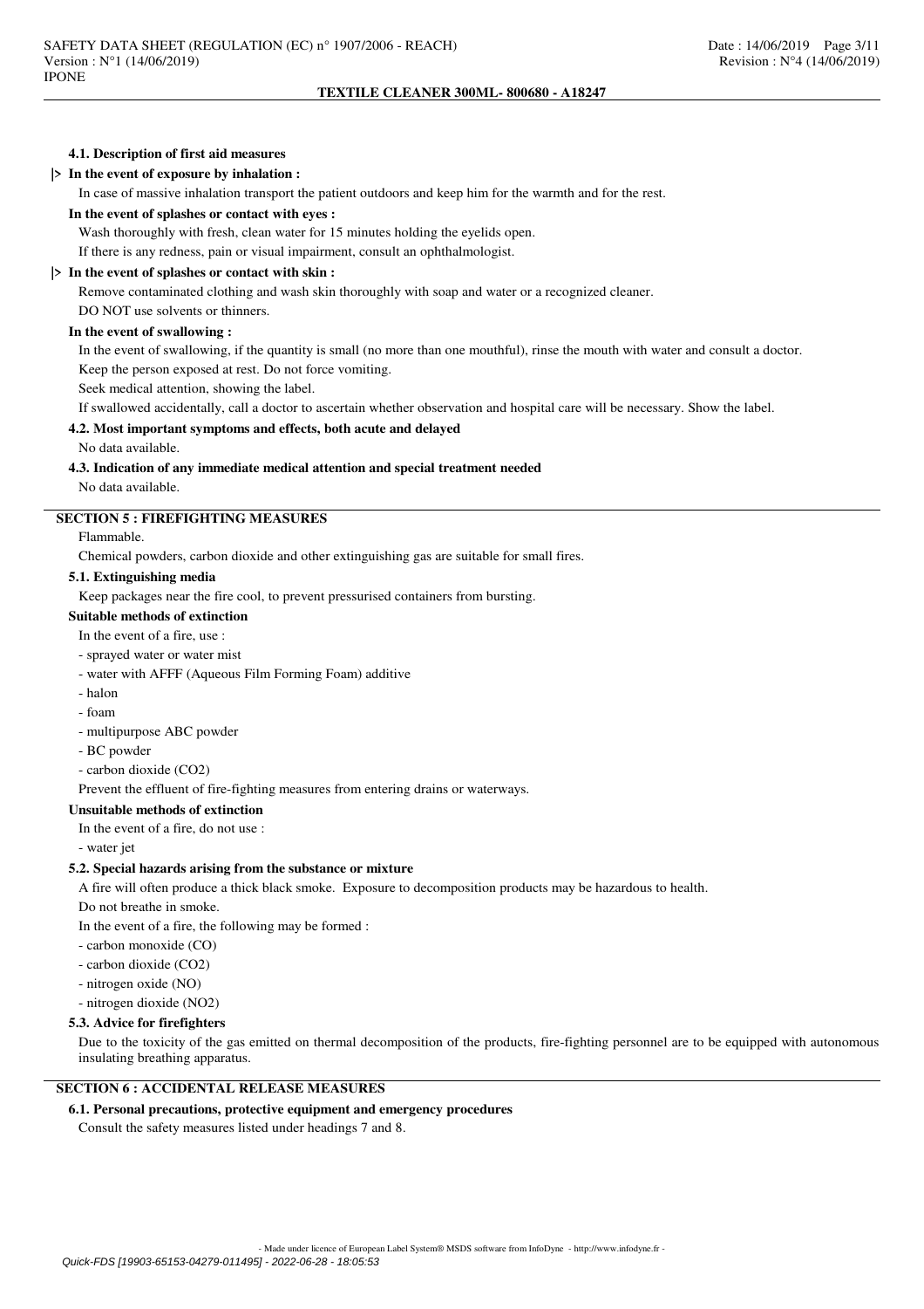#### 4.1. Description of first aid measures

**|> In the event of exposure by inhalation :**

In case of massive inhalation transport the patient outdoors and keep him for the warmth and for the rest.

**In the event of splashes or contact with eyes :**

Wash thoroughly with fresh, clean water for 15 minutes holding the eyelids open.

If there is any redness, pain or visual impairment, consult an ophthalmologist.

**|> In the event of splashes or contact with skin :**

Remove contaminated clothing and wash skin thoroughly with soap and water or a recognized cleaner.

DO NOT use solvents or thinners.

**In the event of swallowing :**

In the event of swallowing, if the quantity is small (no more than one mouthful), rinse the mouth with water and consult a doctor.

Keep the person exposed at rest. Do not force vomiting.

Seek medical attention, showing the label.

If swallowed accidentally, call a doctor to ascertain whether observation and hospital care will be necessary. Show the label.

#### 4.2. Most important symptoms and effects, both acute and delayed

No data available.

#### 4.3. Indication of any immediate medical attention and special treatment needed

No data available.

## SECTION 5 : FIREFIGHTING MEASURES

Flammable.

Chemical powders, carbon dioxide and other extinguishing gas are suitable for small fires.

#### 5.1. Extinguishing media

Keep packages near the fire cool, to prevent pressurised containers from bursting.

**Suitable methods of extinction**

In the event of a fire, use :

- sprayed water or water mist
- water with AFFF (Aqueous Film Forming Foam) additive
- halon
- foam
- multipurpose ABC powder
- BC powder
- carbon dioxide ($CO_2$)

Prevent the effluent of fire-fighting measures from entering drains or waterways.

**Unsuitable methods of extinction**

In the event of a fire, do not use :

- water jet

#### 5.2. Special hazards arising from the substance or mixture

A fire will often produce a thick black smoke. Exposure to decomposition products may be hazardous to health.

Do not breathe in smoke.

In the event of a fire, the following may be formed :

- carbon monoxide (CO)
- carbon dioxide ($CO_2$)
- nitrogen oxide (NO)
- nitrogen dioxide ($NO_2$)

#### 5.3. Advice for firefighters

Due to the toxicity of the gas emitted on thermal decomposition of the products, fire-fighting personnel are to be equipped with autonomous insulating breathing apparatus.

## SECTION 6 : ACCIDENTAL RELEASE MEASURES

#### 6.1. Personal precautions, protective equipment and emergency procedures

Consult the safety measures listed under headings 7 and 8.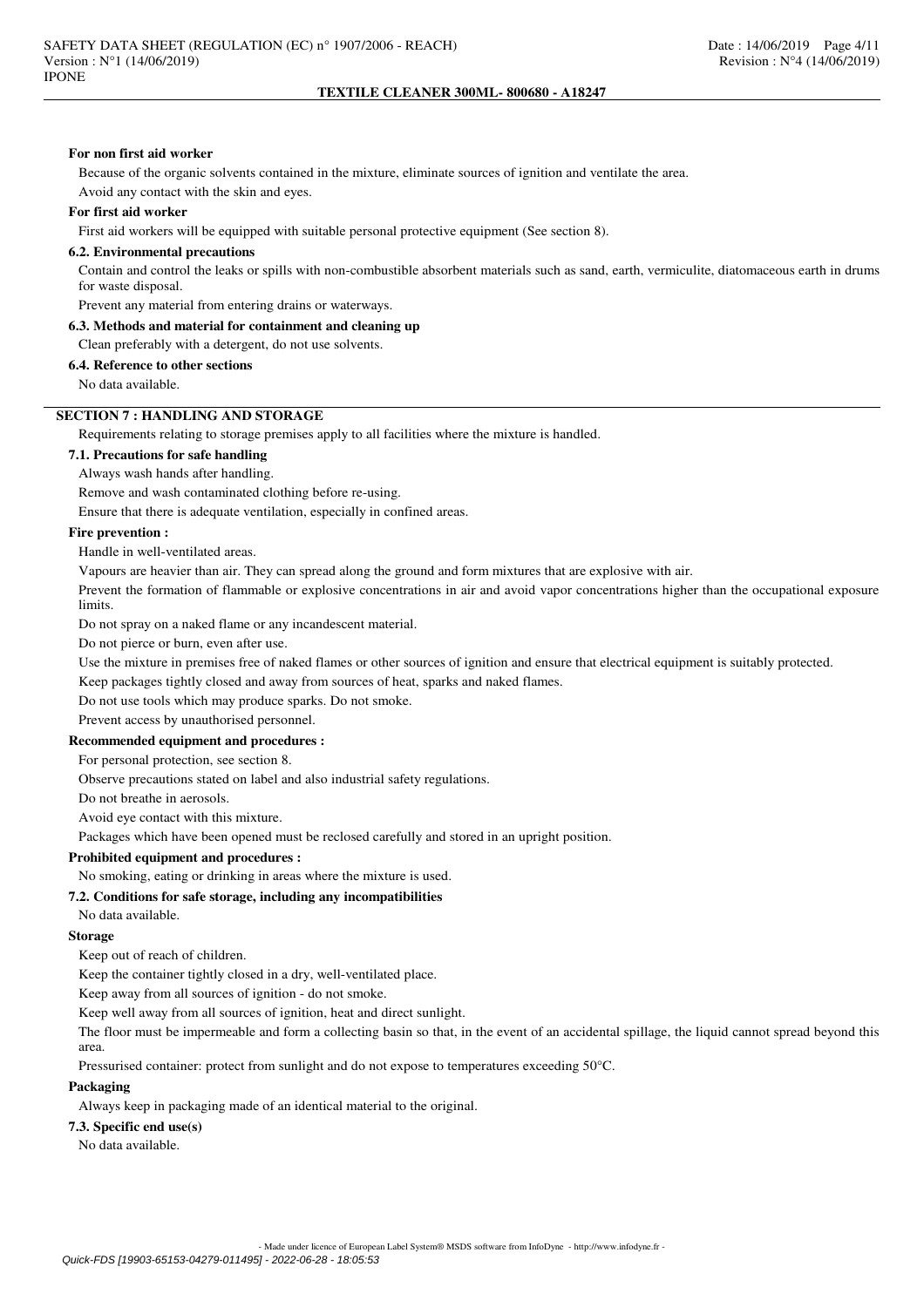**For non first aid worker**

Because of the organic solvents contained in the mixture, eliminate sources of ignition and ventilate the area.

Avoid any contact with the skin and eyes.

**For first aid worker**

First aid workers will be equipped with suitable personal protective equipment (See section 8).

**6.2. Environmental precautions**

Contain and control the leaks or spills with non-combustible absorbent materials such as sand, earth, vermiculite, diatomaceous earth in drums for waste disposal.

Prevent any material from entering drains or waterways.

**6.3. Methods and material for containment and cleaning up**

Clean preferably with a detergent, do not use solvents.

**6.4. Reference to other sections**

No data available.

## SECTION 7 : HANDLING AND STORAGE

Requirements relating to storage premises apply to all facilities where the mixture is handled.

**7.1. Precautions for safe handling**

Always wash hands after handling.

Remove and wash contaminated clothing before re-using.

Ensure that there is adequate ventilation, especially in confined areas.

**Fire prevention :**

Handle in well-ventilated areas.

Vapours are heavier than air. They can spread along the ground and form mixtures that are explosive with air.

Prevent the formation of flammable or explosive concentrations in air and avoid vapor concentrations higher than the occupational exposure limits.

Do not spray on a naked flame or any incandescent material.

Do not pierce or burn, even after use.

Use the mixture in premises free of naked flames or other sources of ignition and ensure that electrical equipment is suitably protected.

Keep packages tightly closed and away from sources of heat, sparks and naked flames.

Do not use tools which may produce sparks. Do not smoke.

Prevent access by unauthorised personnel.

**Recommended equipment and procedures :**

For personal protection, see section 8.

Observe precautions stated on label and also industrial safety regulations.

Do not breathe in aerosols.

Avoid eye contact with this mixture.

Packages which have been opened must be reclosed carefully and stored in an upright position.

**Prohibited equipment and procedures :**

No smoking, eating or drinking in areas where the mixture is used.

**7.2. Conditions for safe storage, including any incompatibilities**

No data available.

**Storage**

Keep out of reach of children.

Keep the container tightly closed in a dry, well-ventilated place.

Keep away from all sources of ignition - do not smoke.

Keep well away from all sources of ignition, heat and direct sunlight.

The floor must be impermeable and form a collecting basin so that, in the event of an accidental spillage, the liquid cannot spread beyond this area.

Pressurised container: protect from sunlight and do not expose to temperatures exceeding 50°C.

**Packaging**

Always keep in packaging made of an identical material to the original.

**7.3. Specific end use(s)**

No data available.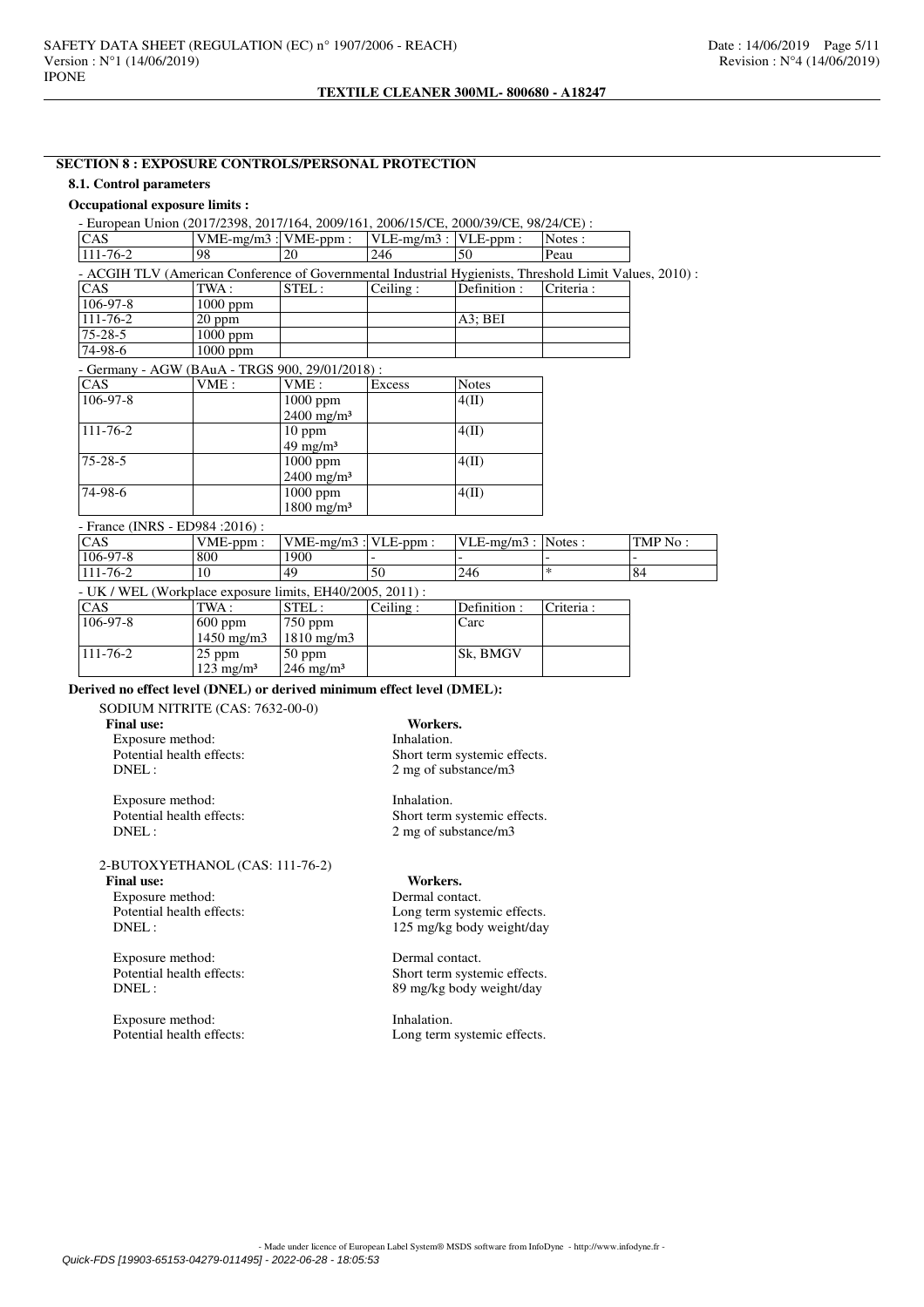## SECTION 8 : EXPOSURE CONTROLS/PERSONAL PROTECTION

### 8.1. Control parameters

**Occupational exposure limits :**

- European Union (2017/2398, 2017/164, 2009/161, 2006/15/CE, 2000/39/CE, 98/24/CE) :

| CAS | VME-mg/m3 : | VME-ppm : | VLE-mg/m3 : | VLE-ppm : | Notes : |
|---|---|---|---|---|---|
| 111-76-2 | 98 | 20 | 246 | 50 | Peau |

- ACGIH TLV (American Conference of Governmental Industrial Hygienists, Threshold Limit Values, 2010) :

| CAS | TWA : | STEL : | Ceiling : | Definition : | Criteria : |
|---|---|---|---|---|---|
| 106-97-8 | 1000 ppm | | | | |
| 111-76-2 | 20 ppm | | | A3; BEI | |
| 75-28-5 | 1000 ppm | | | | |
| 74-98-6 | 1000 ppm | | | | |

- Germany - AGW (BAuA - TRGS 900, 29/01/2018) :

| CAS | VME : | VME : | Excess | Notes |
|---|---|---|---|---|
| 106-97-8 | | 1000 ppm<br>2400 mg/m³ | | 4(II) |
| 111-76-2 | | 10 ppm<br>49 mg/m³ | | 4(II) |
| 75-28-5 | | 1000 ppm<br>2400 mg/m³ | | 4(II) |
| 74-98-6 | | 1000 ppm<br>1800 mg/m³ | | 4(II) |

- France (INRS - ED984 :2016) :

| CAS | VME-ppm : | VME-mg/m3 : | VLE-ppm : | VLE-mg/m3 : | Notes : | TMP No : |
|---|---|---|---|---|---|---|
| 106-97-8 | 800 | 1900 | - | - | - | - |
| 111-76-2 | 10 | 49 | 50 | 246 | * | 84 |

- UK / WEL (Workplace exposure limits, EH40/2005, 2011) :

| CAS | TWA : | STEL : | Ceiling : | Definition : | Criteria : |
|---|---|---|---|---|---|
| 106-97-8 | 600 ppm<br>1450 mg/m3 | 750 ppm<br>1810 mg/m3 | | Carc | |
| 111-76-2 | 25 ppm<br>123 mg/m³ | 50 ppm<br>246 mg/m³ | | Sk, BMGV | |

**Derived no effect level (DNEL) or derived minimum effect level (DMEL):**

SODIUM NITRITE (CAS: 7632-00-0)

**Final use:** **Workers.**

Exposure method: Inhalation.
Potential health effects: Short term systemic effects.
DNEL : 2 mg of substance/m3

Exposure method: Inhalation.
Potential health effects: Short term systemic effects.
DNEL : 2 mg of substance/m3

2-BUTOXYETHANOL (CAS: 111-76-2)

**Final use:** **Workers.**

Exposure method: Dermal contact.
Potential health effects: Long term systemic effects.
DNEL : 125 mg/kg body weight/day

Exposure method: Dermal contact.
Potential health effects: Short term systemic effects.
DNEL : 89 mg/kg body weight/day

Exposure method: Inhalation.
Potential health effects: Long term systemic effects.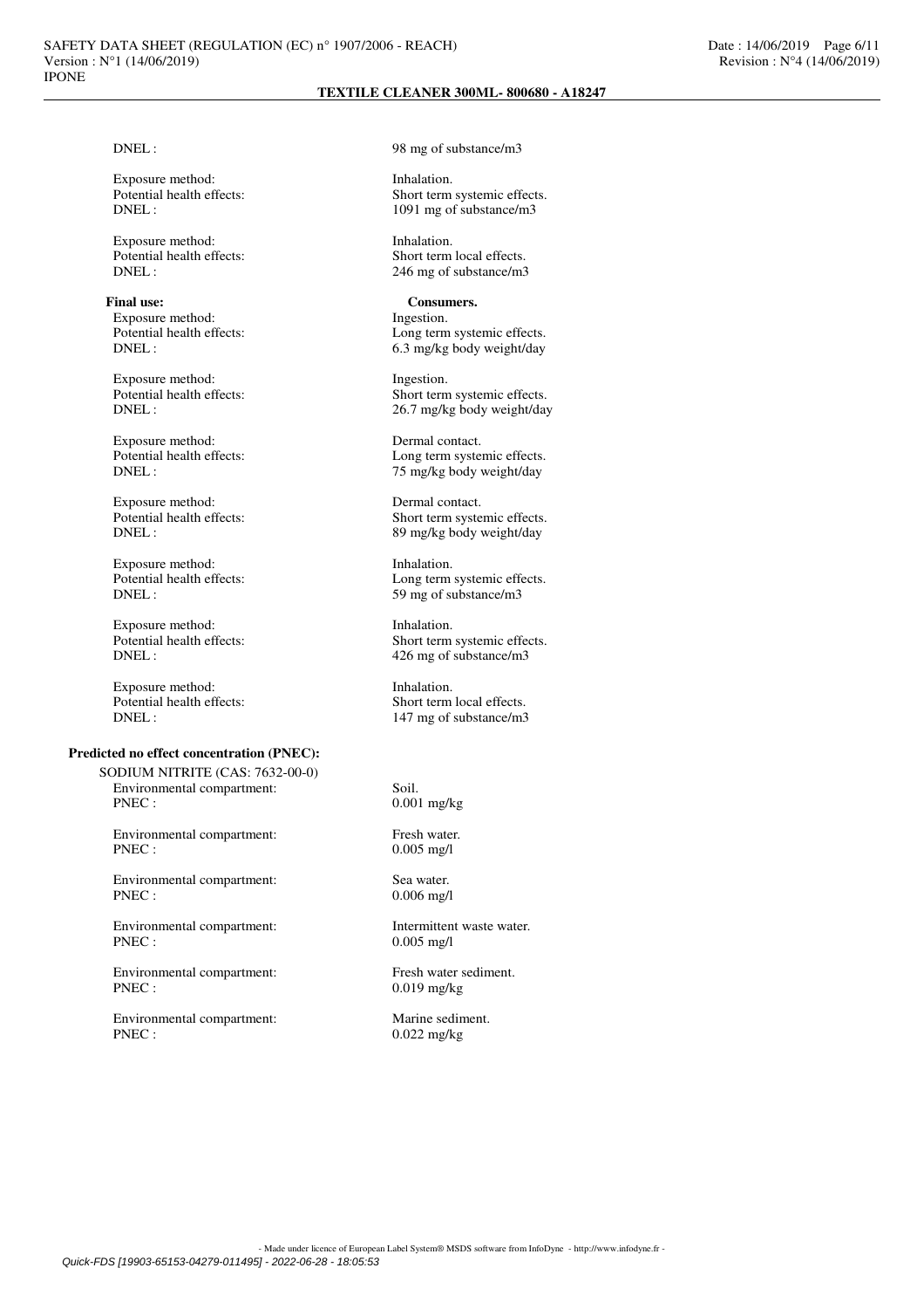DNEL : 98 mg of substance/m3

Exposure method: Inhalation.
Potential health effects: Short term systemic effects.
DNEL : 1091 mg of substance/m3

Exposure method: Inhalation.
Potential health effects: Short term local effects.
DNEL : 246 mg of substance/m3

**Final use:** **Consumers.**
Exposure method: Ingestion.
Potential health effects: Long term systemic effects.
DNEL : 6.3 mg/kg body weight/day

Exposure method: Ingestion.
Potential health effects: Short term systemic effects.
DNEL : 26.7 mg/kg body weight/day

Exposure method: Dermal contact.
Potential health effects: Long term systemic effects.
DNEL : 75 mg/kg body weight/day

Exposure method: Dermal contact.
Potential health effects: Short term systemic effects.
DNEL : 89 mg/kg body weight/day

Exposure method: Inhalation.
Potential health effects: Long term systemic effects.
DNEL : 59 mg of substance/m3

Exposure method: Inhalation.
Potential health effects: Short term systemic effects.
DNEL : 426 mg of substance/m3

Exposure method: Inhalation.
Potential health effects: Short term local effects.
DNEL : 147 mg of substance/m3

**Predicted no effect concentration (PNEC):**

SODIUM NITRITE (CAS: 7632-00-0)

Environmental compartment: Soil.
PNEC : 0.001 mg/kg

Environmental compartment: Fresh water.
PNEC : 0.005 mg/l

Environmental compartment: Sea water.
PNEC : 0.006 mg/l

Environmental compartment: Intermittent waste water.
PNEC : 0.005 mg/l

Environmental compartment: Fresh water sediment.
PNEC : 0.019 mg/kg

Environmental compartment: Marine sediment.
PNEC : 0.022 mg/kg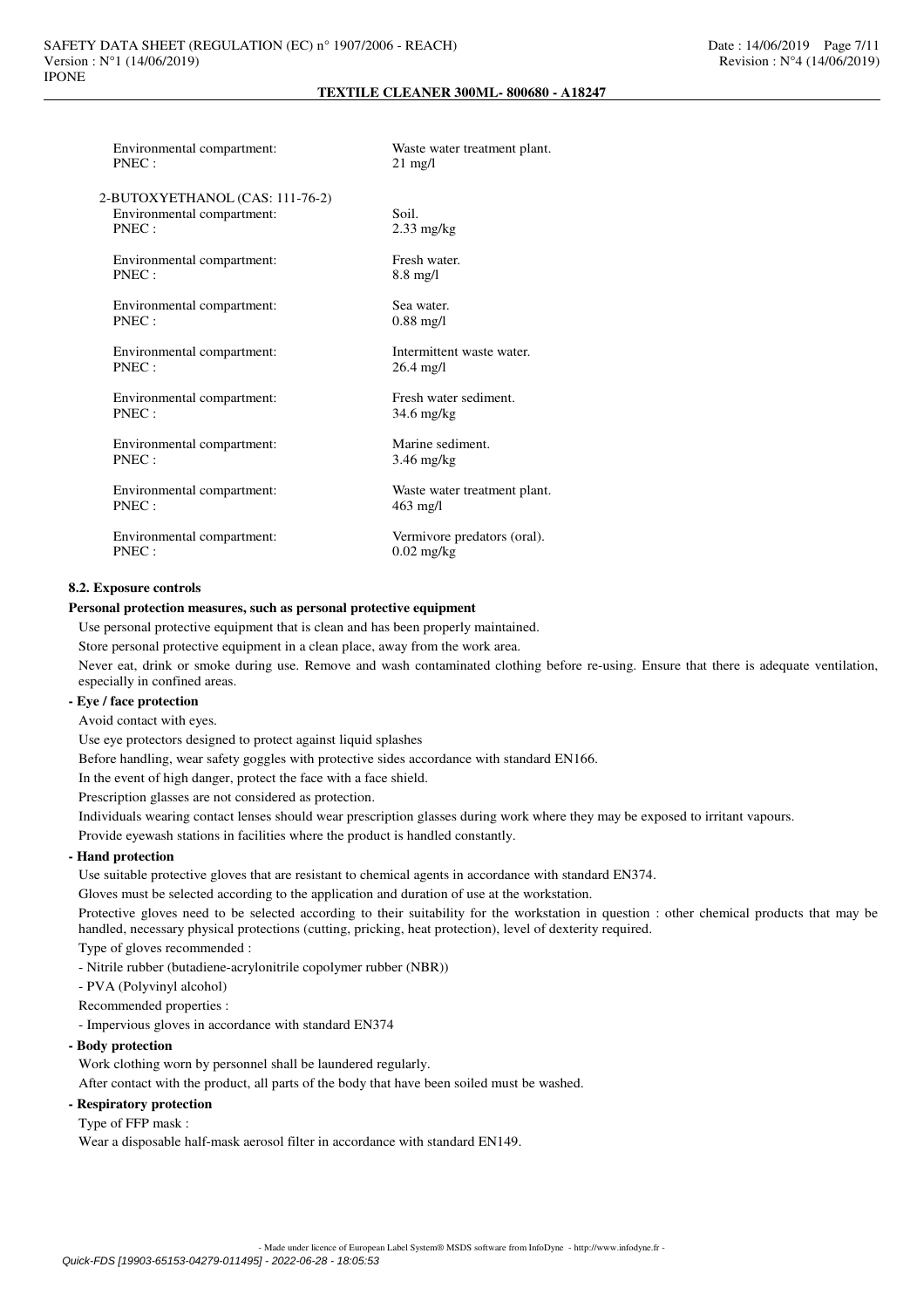Environmental compartment: Waste water treatment plant.
PNEC : 21 mg/l

2-BUTOXYETHANOL (CAS: 111-76-2)

| | |
|---|---|
| Environmental compartment: | Soil. |
| PNEC : | 2.33 mg/kg |
| Environmental compartment: | Fresh water. |
| PNEC : | 8.8 mg/l |
| Environmental compartment: | Sea water. |
| PNEC : | 0.88 mg/l |
| Environmental compartment: | Intermittent waste water. |
| PNEC : | 26.4 mg/l |
| Environmental compartment: | Fresh water sediment. |
| PNEC : | 34.6 mg/kg |
| Environmental compartment: | Marine sediment. |
| PNEC : | 3.46 mg/kg |
| Environmental compartment: | Waste water treatment plant. |
| PNEC : | 463 mg/l |
| Environmental compartment: | Vermivore predators (oral). |
| PNEC : | 0.02 mg/kg |

**8.2. Exposure controls**

**Personal protection measures, such as personal protective equipment**

Use personal protective equipment that is clean and has been properly maintained.

Store personal protective equipment in a clean place, away from the work area.

Never eat, drink or smoke during use. Remove and wash contaminated clothing before re-using. Ensure that there is adequate ventilation, especially in confined areas.

**- Eye / face protection**

Avoid contact with eyes.

Use eye protectors designed to protect against liquid splashes

Before handling, wear safety goggles with protective sides accordance with standard EN166.

In the event of high danger, protect the face with a face shield.

Prescription glasses are not considered as protection.

Individuals wearing contact lenses should wear prescription glasses during work where they may be exposed to irritant vapours.

Provide eyewash stations in facilities where the product is handled constantly.

**- Hand protection**

Use suitable protective gloves that are resistant to chemical agents in accordance with standard EN374.

Gloves must be selected according to the application and duration of use at the workstation.

Protective gloves need to be selected according to their suitability for the workstation in question : other chemical products that may be handled, necessary physical protections (cutting, pricking, heat protection), level of dexterity required.

Type of gloves recommended :

- Nitrile rubber (butadiene-acrylonitrile copolymer rubber (NBR))
- PVA (Polyvinyl alcohol)

Recommended properties :

- Impervious gloves in accordance with standard EN374

**- Body protection**

Work clothing worn by personnel shall be laundered regularly.

After contact with the product, all parts of the body that have been soiled must be washed.

**- Respiratory protection**

Type of FFP mask :

Wear a disposable half-mask aerosol filter in accordance with standard EN149.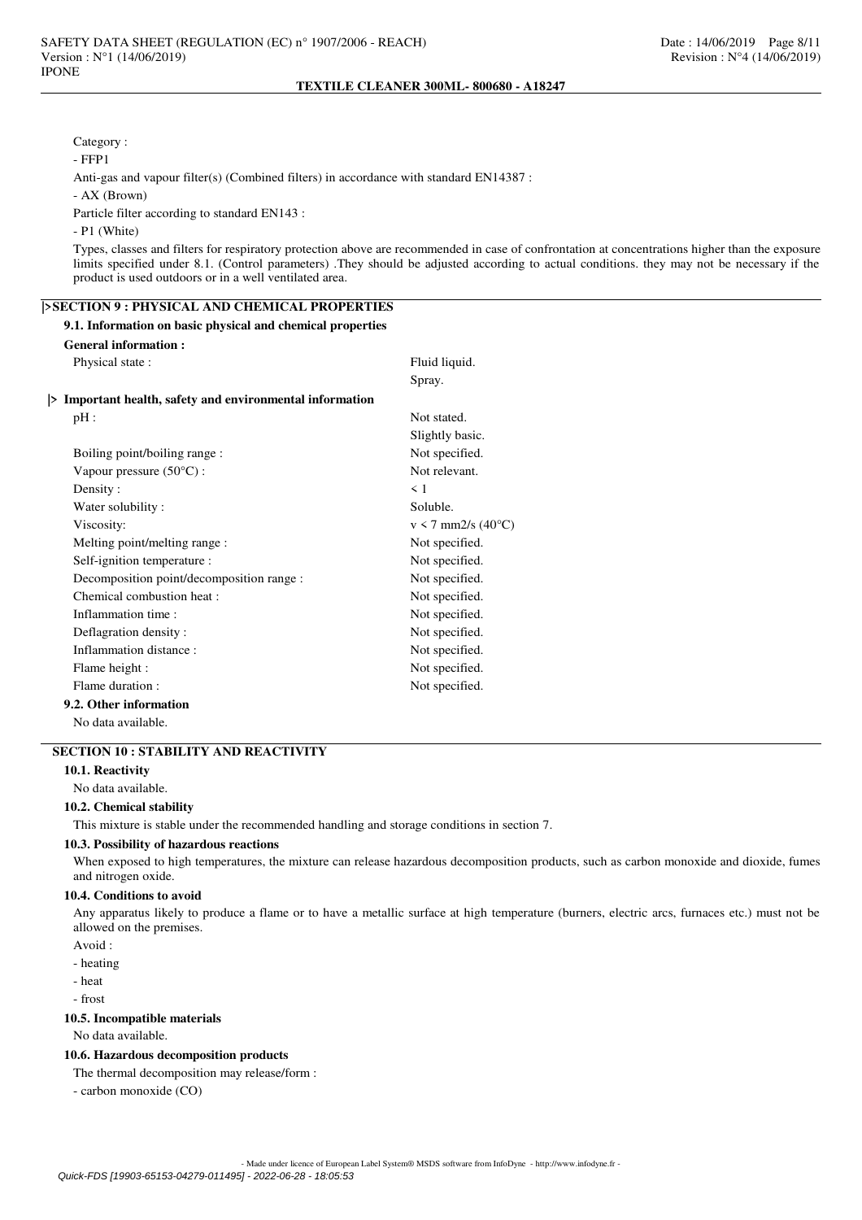Category :

- FFP1

Anti-gas and vapour filter(s) (Combined filters) in accordance with standard EN14387 :

- AX (Brown)

Particle filter according to standard EN143 :

- P1 (White)

Types, classes and filters for respiratory protection above are recommended in case of confrontation at concentrations higher than the exposure limits specified under 8.1. (Control parameters) .They should be adjusted according to actual conditions. they may not be necessary if the product is used outdoors or in a well ventilated area.

## |>SECTION 9 : PHYSICAL AND CHEMICAL PROPERTIES

### 9.1. Information on basic physical and chemical properties

**General information :**

| | |
|---|---|
| Physical state : | Fluid liquid. |
| | Spray. |

**|> Important health, safety and environmental information**

| | |
|---|---|
| pH : | Not stated. |
| | Slightly basic. |
| Boiling point/boiling range : | Not specified. |
| Vapour pressure (50°C) : | Not relevant. |
| Density : | < 1 |
| Water solubility : | Soluble. |
| Viscosity: | v < 7 mm2/s (40°C) |
| Melting point/melting range : | Not specified. |
| Self-ignition temperature : | Not specified. |
| Decomposition point/decomposition range : | Not specified. |
| Chemical combustion heat : | Not specified. |
| Inflammation time : | Not specified. |
| Deflagration density : | Not specified. |
| Inflammation distance : | Not specified. |
| Flame height : | Not specified. |
| Flame duration : | Not specified. |

### 9.2. Other information

No data available.

## SECTION 10 : STABILITY AND REACTIVITY

### 10.1. Reactivity

No data available.

### 10.2. Chemical stability

This mixture is stable under the recommended handling and storage conditions in section 7.

### 10.3. Possibility of hazardous reactions

When exposed to high temperatures, the mixture can release hazardous decomposition products, such as carbon monoxide and dioxide, fumes and nitrogen oxide.

### 10.4. Conditions to avoid

Any apparatus likely to produce a flame or to have a metallic surface at high temperature (burners, electric arcs, furnaces etc.) must not be allowed on the premises.

Avoid :

- heating
- heat
- frost

### 10.5. Incompatible materials

No data available.

### 10.6. Hazardous decomposition products

The thermal decomposition may release/form :

- carbon monoxide (CO)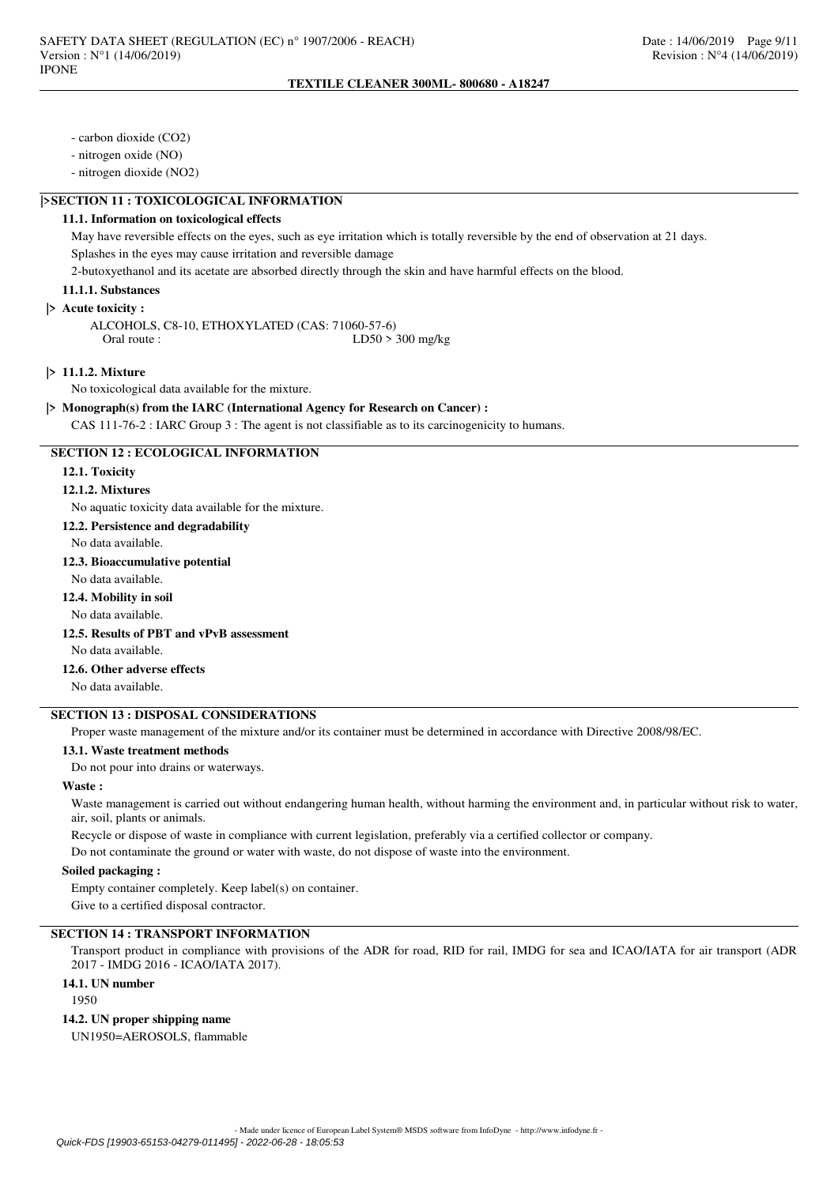- carbon dioxide ($CO_2$)
- nitrogen oxide (NO)
- nitrogen dioxide ($NO_2$)

## |>SECTION 11 : TOXICOLOGICAL INFORMATION

### 11.1. Information on toxicological effects

May have reversible effects on the eyes, such as eye irritation which is totally reversible by the end of observation at 21 days.

Splashes in the eyes may cause irritation and reversible damage

2-butoxyethanol and its acetate are absorbed directly through the skin and have harmful effects on the blood.

### 11.1.1. Substances

**|> Acute toxicity :**

ALCOHOLS, C8-10, ETHOXYLATED (CAS: 71060-57-6)

Oral route : LD50 > 300 mg/kg

### |> 11.1.2. Mixture

No toxicological data available for the mixture.

**|> Monograph(s) from the IARC (International Agency for Research on Cancer) :**

CAS 111-76-2 : IARC Group 3 : The agent is not classifiable as to its carcinogenicity to humans.

## SECTION 12 : ECOLOGICAL INFORMATION

### 12.1. Toxicity

### 12.1.2. Mixtures

No aquatic toxicity data available for the mixture.

### 12.2. Persistence and degradability

No data available.

### 12.3. Bioaccumulative potential

No data available.

### 12.4. Mobility in soil

No data available.

### 12.5. Results of PBT and vPvB assessment

No data available.

### 12.6. Other adverse effects

No data available.

## SECTION 13 : DISPOSAL CONSIDERATIONS

Proper waste management of the mixture and/or its container must be determined in accordance with Directive 2008/98/EC.

### 13.1. Waste treatment methods

Do not pour into drains or waterways.

**Waste :**

Waste management is carried out without endangering human health, without harming the environment and, in particular without risk to water, air, soil, plants or animals.

Recycle or dispose of waste in compliance with current legislation, preferably via a certified collector or company.

Do not contaminate the ground or water with waste, do not dispose of waste into the environment.

**Soiled packaging :**

Empty container completely. Keep label(s) on container.

Give to a certified disposal contractor.

## SECTION 14 : TRANSPORT INFORMATION

Transport product in compliance with provisions of the ADR for road, RID for rail, IMDG for sea and ICAO/IATA for air transport (ADR 2017 - IMDG 2016 - ICAO/IATA 2017).

### 14.1. UN number

1950

### 14.2. UN proper shipping name

UN1950=AEROSOLS, flammable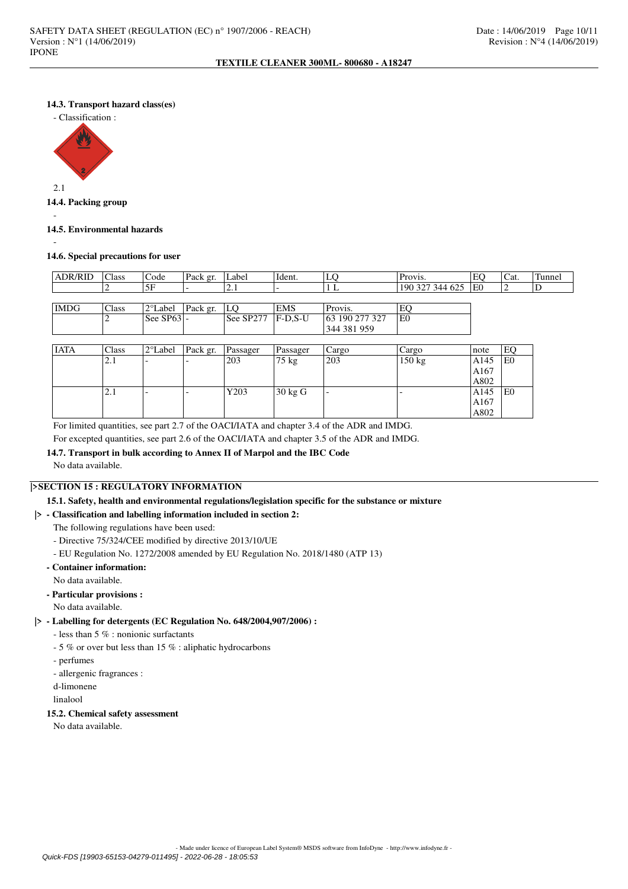#### 14.3. Transport hazard class(es)

- Classification :

2.1

#### 14.4. Packing group

-

#### 14.5. Environmental hazards

-

#### 14.6. Special precautions for user

| ADR/RID | Class | Code | Pack gr. | Label | Ident. | LQ | Provis. | EQ | Cat. | Tunnel |
|---|---|---|---|---|---|---|---|---|---|---|
| | 2 | 5F | - | 2.1 | - | 1 L | 190 327 344 625 | E0 | 2 | D |

| IMDG | Class | 2°Label | Pack gr. | LQ | EMS | Provis. | EQ |
|---|---|---|---|---|---|---|---|
| | 2 | See SP63 | - | See SP277 | F-D,S-U | 63 190 277 327 344 381 959 | E0 |

| IATA | Class | 2°Label | Pack gr. | Passager | Passager | Cargo | Cargo | note | EQ |
|---|---|---|---|---|---|---|---|---|---|
| | 2.1 | - | - | 203 | 75 kg | 203 | 150 kg | A145 A167 A802 | E0 |
| | 2.1 | - | - | Y203 | 30 kg G | - | - | A145 A167 A802 | E0 |

For limited quantities, see part 2.7 of the OACI/IATA and chapter 3.4 of the ADR and IMDG.

For excepted quantities, see part 2.6 of the OACI/IATA and chapter 3.5 of the ADR and IMDG.

#### 14.7. Transport in bulk according to Annex II of Marpol and the IBC Code

No data available.

## |>SECTION 15 : REGULATORY INFORMATION

#### 15.1. Safety, health and environmental regulations/legislation specific for the substance or mixture

**|> - Classification and labelling information included in section 2:**

The following regulations have been used:

- Directive 75/324/CEE modified by directive 2013/10/UE
- EU Regulation No. 1272/2008 amended by EU Regulation No. 2018/1480 (ATP 13)

**- Container information:**

No data available.

**- Particular provisions :**

No data available.

**|> - Labelling for detergents (EC Regulation No. 648/2004,907/2006) :**

- less than 5 % : nonionic surfactants
- 5 % or over but less than 15 % : aliphatic hydrocarbons
- perfumes
- allergenic fragrances :

d-limonene

linalool

#### 15.2. Chemical safety assessment

No data available.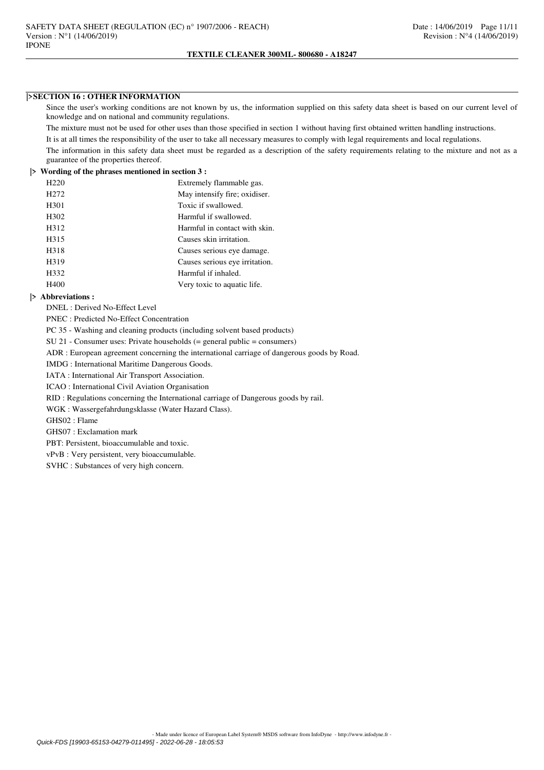## |>SECTION 16 : OTHER INFORMATION

Since the user's working conditions are not known by us, the information supplied on this safety data sheet is based on our current level of knowledge and on national and community regulations.

The mixture must not be used for other uses than those specified in section 1 without having first obtained written handling instructions.

It is at all times the responsibility of the user to take all necessary measures to comply with legal requirements and local regulations.

The information in this safety data sheet must be regarded as a description of the safety requirements relating to the mixture and not as a guarantee of the properties thereof.

### |> Wording of the phrases mentioned in section 3 :

| | |
|---|---|
| H220 | Extremely flammable gas. |
| H272 | May intensify fire; oxidiser. |
| H301 | Toxic if swallowed. |
| H302 | Harmful if swallowed. |
| H312 | Harmful in contact with skin. |
| H315 | Causes skin irritation. |
| H318 | Causes serious eye damage. |
| H319 | Causes serious eye irritation. |
| H332 | Harmful if inhaled. |
| H400 | Very toxic to aquatic life. |

### |> Abbreviations :

DNEL : Derived No-Effect Level

PNEC : Predicted No-Effect Concentration

PC 35 - Washing and cleaning products (including solvent based products)

SU 21 - Consumer uses: Private households (= general public = consumers)

ADR : European agreement concerning the international carriage of dangerous goods by Road.

IMDG : International Maritime Dangerous Goods.

IATA : International Air Transport Association.

ICAO : International Civil Aviation Organisation

RID : Regulations concerning the International carriage of Dangerous goods by rail.

WGK : Wassergefahrdungsklasse (Water Hazard Class).

GHS02 : Flame

GHS07 : Exclamation mark

PBT: Persistent, bioaccumulable and toxic.

vPvB : Very persistent, very bioaccumulable.

SVHC : Substances of very high concern.

- Made under licence of European Label System® MSDS software from InfoDyne - http://www.infodyne.fr -

*Quick-FDS [19903-65153-04279-011495] - 2022-06-28 - 18:05:53*